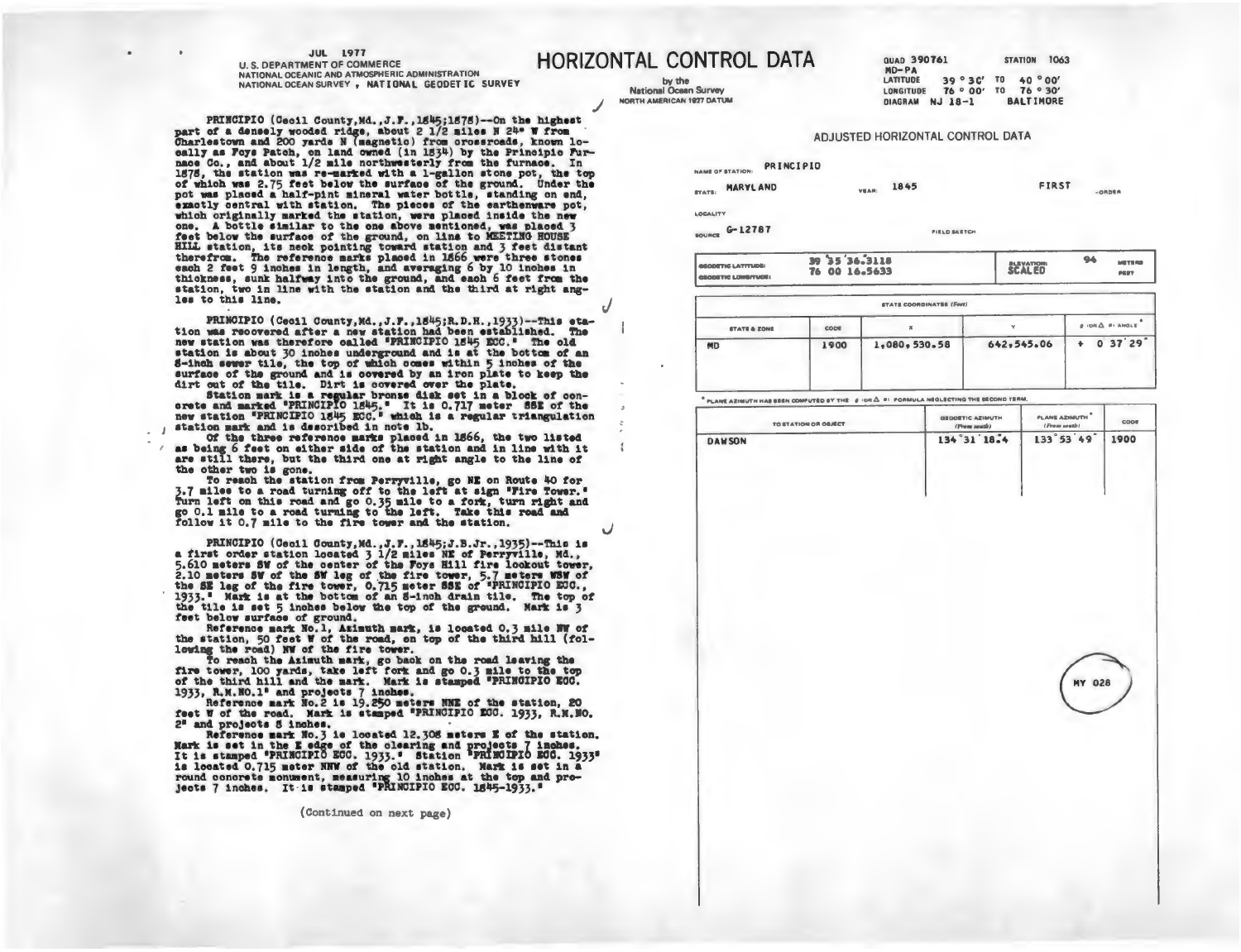JUL 1977
U. S. DEPARTMENT OF COMMERCE
NATIONAL OCEANIC AND ATMOSPHERIC ADMINISTRATION
NATIONAL OCEAN SURVEY, NATIONAL GEODETIC SURVEY

# HORIZONTAL CONTROL DATA

by the
National Ocean Survey
NORTH AMERICAN 1927 DATUM

QUAD 390761 STATION 1063
MD-PA
LATITUDE 39° 30' TO 40° 00'
LONGITUDE 76° 00' TO 76° 30'
DIAGRAM NJ 18-1 BALTIMORE

PRINCIPIO (Cecil County, Md., J.F., 1845; 1878)--On the highest part of a densely wooded ridge, about 2 1/2 miles N 24° W from Charlestown and 200 yards N (magnetic) from crossroads, known locally as Foys Patch, on land owned (in 1834) by the Principio Furnace Co., and about 1/2 mile northwesterly from the furnace. In 1878, the station was re-marked with a 1-gallon stone pot, the top of which was 2.75 feet below the surface of the ground. Under the pot was placed a half-pint mineral water bottle, standing on end, exactly central with station. The pieces of the earthenware pot, which originally marked the station, were placed inside the new one. A bottle similar to the one above mentioned, was placed 3 feet below the surface of the ground, on line to MEETING HOUSE HILL station, its neck pointing toward station and 3 feet distant therefrom. The reference marks placed in 1866 were three stones each 2 feet 9 inches in length, and averaging 6 by 10 inches in thickness, sunk halfway into the ground, and each 6 feet from the station, two in line with the station and the third at right angles to this line.

PRINCIPIO (Cecil County, Md., J.F., 1845; R.D.H., 1933)--This station was recovered after a new station had been established. The new station was therefore called "PRINCIPIO 1845 ECC." The old station is about 30 inches underground and is at the bottom of an 8-inch sewer tile, the top of which comes within 5 inches of the surface of the ground and is covered by an iron plate to keep the dirt out of the tile. Dirt is covered over the plate.

Station mark is a regular bronze disk set in a block of concrete and marked "PRINCIPIO 1845." It is 0.717 meter SSE of the new station "PRINCIPIO 1845 ECC." which is a regular triangulation station mark and is described in note 1b.

Of the three reference marks placed in 1866, the two listed as being 6 feet on either side of the station and in line with it are still there, but the third one at right angle to the line of the other two is gone.

To reach the station from Perryville, go NE on Route 40 for 3.7 miles to a road turning off to the left at sign "Fire Tower." Turn left on this road and go 0.35 mile to a fork, turn right and go 0.1 mile to a road turning to the left. Take this road and follow it 0.7 mile to the fire tower and the station.

PRINCIPIO (Cecil County, Md., J.F., 1845; J.B.Jr., 1935)--This is a first order station located 3 1/2 miles NE of Perryville, Md., 5.610 meters SW of the center of the Foys Hill fire lookout tower, 2.10 meters SW of the SW leg of the fire tower, 5.7 meters WSW of the SE leg of the fire tower, 0.715 meter SSE of "PRINCIPIO ECC., 1933." Mark is at the bottom of an 8-inch drain tile. The top of the tile is set 5 inches below the top of the ground. Mark is 3 feet below surface of ground.

Reference mark No. 1, Azimuth mark, is located 0.3 mile NW of the station, 50 feet W of the road, on top of the third hill (following the road) NW of the fire tower.

To reach the Azimuth mark, go back on the road leaving the fire tower, 100 yards, take left fork and go 0.3 mile to the top of the third hill and the mark. Mark is stamped "PRINCIPIO ECC. 1933, R.M.NO.1" and projects 7 inches.

Reference mark No. 2 is 19.250 meters NNE of the station, 20 feet W of the road. Mark is stamped "PRINCIPIO ECC. 1933, R.M.NO. 2" and projects 8 inches.

Reference mark No. 3 is located 12.308 meters E of the station. Mark is set in the E edge of the clearing and projects 7 inches. It is stamped "PRINCIPIO ECC. 1933." Station "PRINCIPIO ECC. 1933" is located 0.715 meter NNW of the old station. Mark is set in a round concrete monument, measuring 10 inches at the top and projects 7 inches. It is stamped "PRINCIPIO ECC. 1845-1933."

(Continued on next page)

## ADJUSTED HORIZONTAL CONTROL DATA

NAME OF STATION: PRINCIPIO

STATE: MARYLAND YEAR: 1845 FIRST -ORDER

LOCALITY

SOURCE G-12787 FIELD SKETCH

| GEODETIC LATITUDE: | 39 35 36.3118 | ELEVATION: SCALED | 94 METERS |
|---|---|---|---|
| GEODETIC LONGITUDE: | 76 00 16.5633 | | FEET |

| STATE COORDINATES (Feet) | | | | |
|---|---|---|---|---|
| STATE & ZONE | CODE | X | Y | θ (OR Δα) ANGLE* |
| MD | 1900 | 1,080,530.58 | 642,545.06 | + 0 37 29 |

* PLANE AZIMUTH HAS BEEN COMPUTED BY THE θ (OR Δα) FORMULA NEGLECTING THE SECOND TERM.

| TO STATION OR OBJECT | GEODETIC AZIMUTH (From south) | PLANE AZIMUTH* (From south) | CODE |
|---|---|---|---|
| DAWSON | 134 31 18.4 | 133 53 49 | 1900 |

MY 028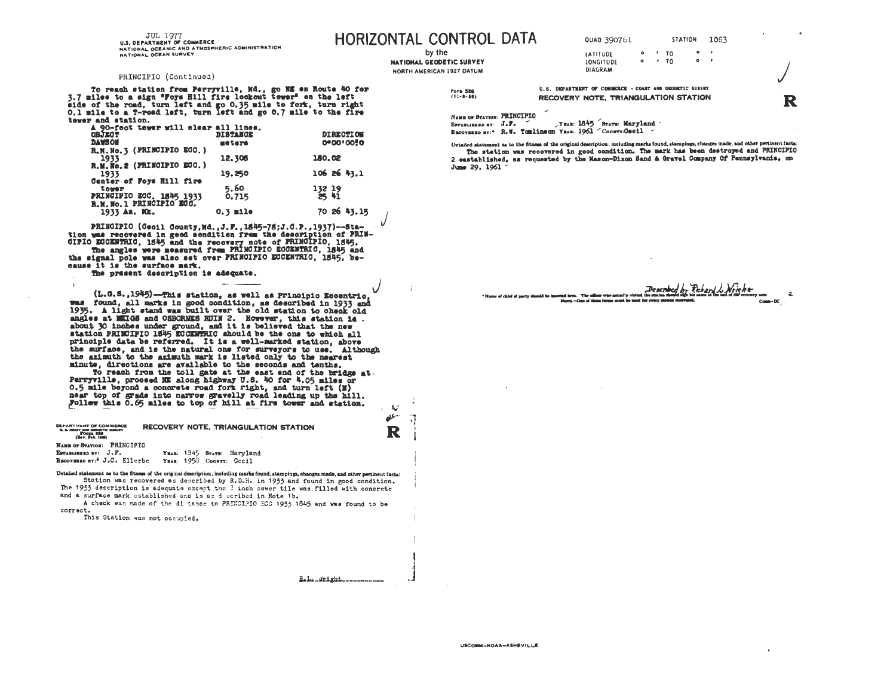JUL 1977
U.S. DEPARTMENT OF COMMERCE
NATIONAL OCEANIC AND ATMOSPHERIC ADMINISTRATION
NATIONAL OCEAN SURVEY

# HORIZONTAL CONTROL DATA

by the
NATIONAL GEODETIC SURVEY
NORTH AMERICAN 1927 DATUM

QUAD 390761 STATION 1063

LATITUDE ° ' TO ° '
LONGITUDE ° ' TO ° '
DIAGRAM

PRINCIPIO (Continued)

To reach station from Perryville, Md., go NE on Route 40 for 3.7 miles to a sign "Foys Hill fire lookout tower" on the left side of the road, turn left and go 0.35 mile to fork, turn right 0.1 mile to a T-road left, turn left and go 0.7 mile to the fire tower and station.

A 90-foot tower will clear all lines.

| OBJECT | DISTANCE meters | DIRECTION |
|---|---|---|
| DAWSON | | 0°00'00"0 |
| R.M.No.3 (PRINCIPIO ECC.) 1933 | 12.308 | 180.02 |
| R.M.No.2 (PRINCIPIO ECC.) 1933 | 19.250 | 106 26 43.1 |
| Center of Foys Hill fire tower | 5.60 | 132 19 |
| PRINCIPIO ECC. 1845 1933 | 0.715 | 25 41 |
| R.M.No.1 PRINCIPIO ECC. 1933 Az. Mk. | 0.3 mile | 70 26 43.15 |

PRINCIPIO (Cecil County,Md.,J.F.,1845-78;J.C.P.,1937)--Station was recovered in good condition from the description of PRINCIPIO ECCENTRIC, 1845 and the recovery note of PRINCIPIO, 1845.

The angles were measured from PRINCIPIO ECCENTRIC, 1845 and the signal pole was also set over PRINCIPIO ECCENTRIC, 1845, because it is the surface mark.

The present description is adequate.

(L.G.S.,1945)--This station, as well as Principio Eccentric, was found, all marks in good condition, as described in 1933 and 1935. A light stand was built over the old station to check old angles at MEIGS and OSBORNES RUIN 2. However, this station is about 30 inches under ground, and it is believed that the new station PRINCIPIO 1845 ECCENTRIC should be the one to which all principle data be referred. It is a well-marked station, above the surface, and is the natural one for surveyors to use. Although the azimuth to the azimuth mark is listed only to the nearest minute, directions are available to the seconds and tenths.

To reach from the toll gate at the east end of the bridge at Perryville, proceed NE along highway U.S. 40 for 4.05 miles or 0.5 mile beyond a concrete road fork right, and turn left (N) near top of grade into narrow gravelly road leading up the hill. Follow this 0.65 miles to top of hill at fire tower and station.

DEPARTMENT OF COMMERCE
U. S. COAST AND GEODETIC SURVEY
Form 526
(Rev. Feb. 1948)

## RECOVERY NOTE, TRIANGULATION STATION

**R**

NAME OF STATION: PRINCIPIO
ESTABLISHED BY: J.F. YEAR: 1845 STATE: Maryland
RECOVERED BY:* J.C. Ellerbe YEAR: 1958 COUNTY: Cecil

Detailed statement as to the fitness of the original description; including marks found, stampings, changes made, and other pertinent facts:

Station was recovered as described by R.D.H. in 1933 and found in good condition. The 1933 description is adequate except the 3 inch sewer tile was filled with concrete and a surface mark established and is as d scribed in Note 1b.

A check was made of the di tance to PRINCIPIO ECC 1933 1845 and was found to be correct.

This Station was not occupied.

R.L. Wright

Form 526
(11-8-58)

U.S. DEPARTMENT OF COMMERCE - COAST AND GEODETIC SURVEY

## RECOVERY NOTE, TRIANGULATION STATION

**R**

NAME OF STATION: PRINCIPIO
ESTABLISHED BY: J.F. YEAR: 1845 STATE: Maryland
RECOVERED BY:* R.W. Tomlinson YEAR: 1961 COUNTY: Cecil

Detailed statement as to the fitness of the original description; including marks found, stampings, changes made, and other pertinent facts:

The station was recovered in good condition. The mark has been destroyed and PRINCIPIO 2 established, as requested by the Mason-Dixon Sand & Gravel Company Of Pennsylvania, on June 29, 1961

Described by Richard L. Wright

\* Name of chief of party should be inserted here. The officer who actually visited the station should sign his name at the end of the recovery note.
NOTE.—One of these forms must be used for every station recovered.

USCOMM–NOAA–ASHEVILLE